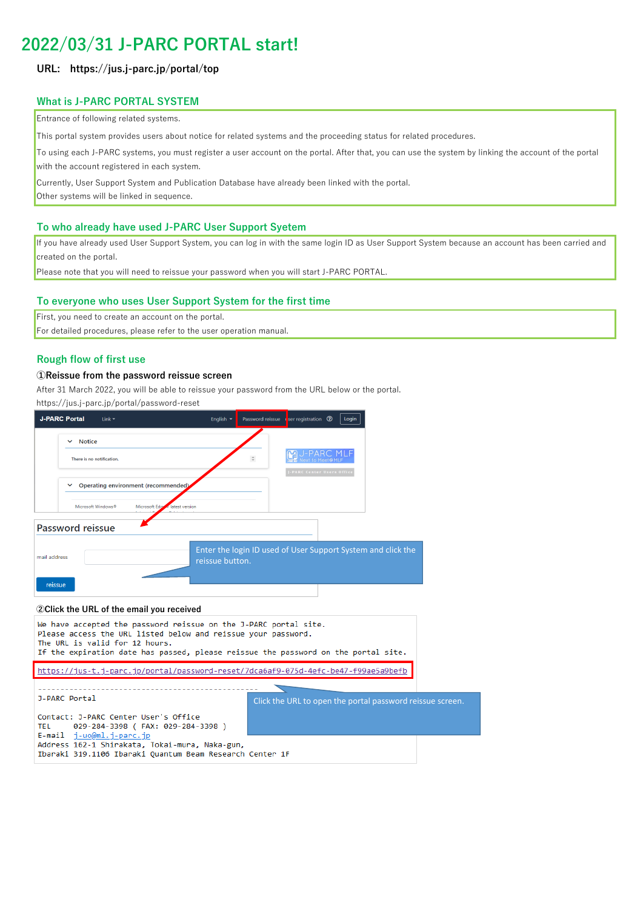# 2022/03/31 J-PARC PORTAL start!

**URL: https://jus.j-parc.jp/portal/top**

## What is J-PARC PORTAL SYSTEM

Entrance of following related systems.

This portal system provides users about notice for related systems and the proceeding status for related procedures.

To using each J-PARC systems, you must register a user account on the portal. After that, you can use the system by linking the account of the portal with the account registered in each system.

Currently, User Support System and Publication Database have already been linked with the portal.
Other systems will be linked in sequence.

## To who already have used J-PARC User Support Syetem

If you have already used User Support System, you can log in with the same login ID as User Support System because an account has been carried and created on the portal.
Please note that you will need to reissue your password when you will start J-PARC PORTAL.

## To everyone who uses User Support System for the first time

First, you need to create an account on the portal.
For detailed procedures, please refer to the user operation manual.

## Rough flow of first use

### ①Reissue from the password reissue screen

After 31 March 2022, you will be able to reissue your password from the URL below or the portal.
https://jus.j-parc.jp/portal/password-reset

J-PARC Portal | Link | English | Password reissue | User registration | Login

Notice

There is no notification.

Operating environment (recommended)

Microsoft Windows® Microsoft Edge latest version

**Password reissue**

mail address

reissue

Enter the login ID used of User Support System and click the reissue button.

### ②Click the URL of the email you received

```
We have accepted the password reissue on the J-PARC portal site.
Please access the URL listed below and reissue your password.
The URL is valid for 12 hours.
If the expiration date has passed, please reissue the password on the portal site.

https://jus-t.j-parc.jp/portal/password-reset/7dca6af9-075d-4efc-be47-f99ae5a9befb

---------------------------------------------------------
J-PARC Portal

Contact: J-PARC Center User's Office
TEL     029-284-3398 ( FAX: 029-284-3398 )
E-mail  j-uo@ml.j-parc.jp
Address 162-1 Shirakata, Tokai-mura, Naka-gun,
Ibaraki 319.1106 Ibaraki Quantum Beam Research Center 1F
```

Click the URL to open the portal password reissue screen.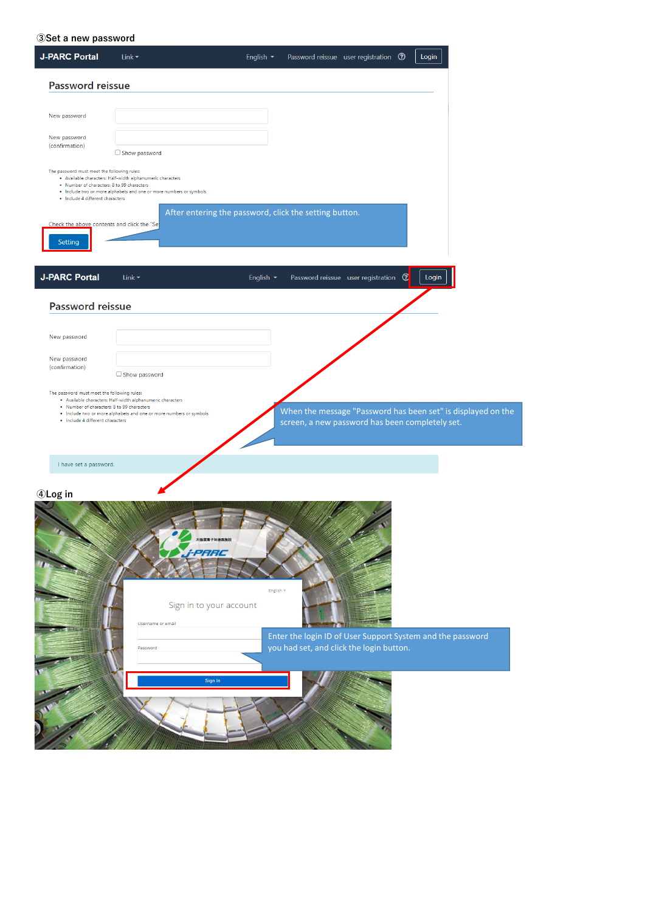③Set a new password

J-PARC Portal   Link ▾   English ▾   Password reissue   user registration   ⓘ   Login

## Password reissue

New password

New password (confirmation)

☐ Show password

The password must meet the following rules:

- Available characters: Half-width alphanumeric characters
- Number of characters: 8 to 99 characters
- Include two or more alphabets and one or more numbers or symbols
- Include 4 different characters

Check the above contents and click the "Se

Setting

After entering the password, click the setting button.

J-PARC Portal   Link ▾   English ▾   Password reissue   user registration   ⓘ   Login

## Password reissue

New password

New password (confirmation)

☐ Show password

The password must meet the following rules:

- Available characters: Half-width alphanumeric characters
- Number of characters: 8 to 99 characters
- Include two or more alphabets and one or more numbers or symbols
- Include 4 different characters

When the message "Password has been set" is displayed on the screen, a new password has been completely set.

I have set a password.

④Log in

大強度陽子加速器施設 J-PARC

English ∨

Sign in to your account

Username or email

Password

Sign In

Enter the login ID of User Support System and the password you had set, and click the login button.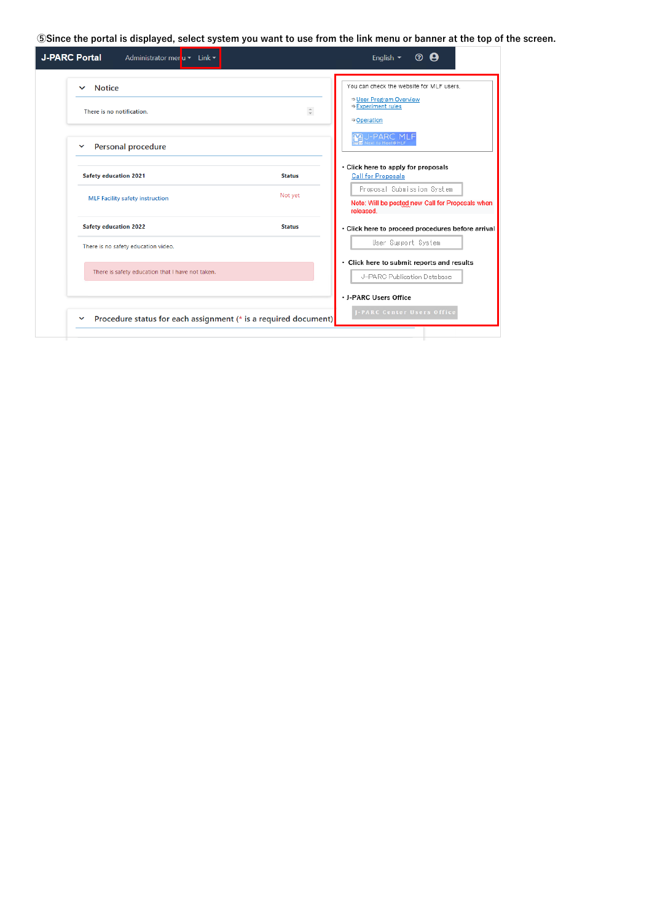⑤Since the portal is displayed, select system you want to use from the link menu or banner at the top of the screen.

J-PARC Portal    Administrator menu ▾    Link ▾    English ▾

**Notice**

There is no notification.

**Personal procedure**

| Safety education 2021 | Status |
|---|---|
| MLF Facility safety instruction | Not yet |

| Safety education 2022 | Status |
|---|---|
| There is no safety education video. | |

There is safety education that I have not taken.

**Procedure status for each assignment (* is a required document)**

You can check the website for MLF users.

⇒User Program Overview
⇒Experiment rules
⇒Operation

J-PARC MLF

- Click here to apply for proposals
  Call for Proposals
  Proposal Submission System
  Note: Will be posted new Call for Proposals when released.
- Click here to proceed procedures before arrival
  User Support System
- Click here to submit reports and results
  J-PARC Publication Database
- J-PARC Users Office
  J-PARC Center Users Office